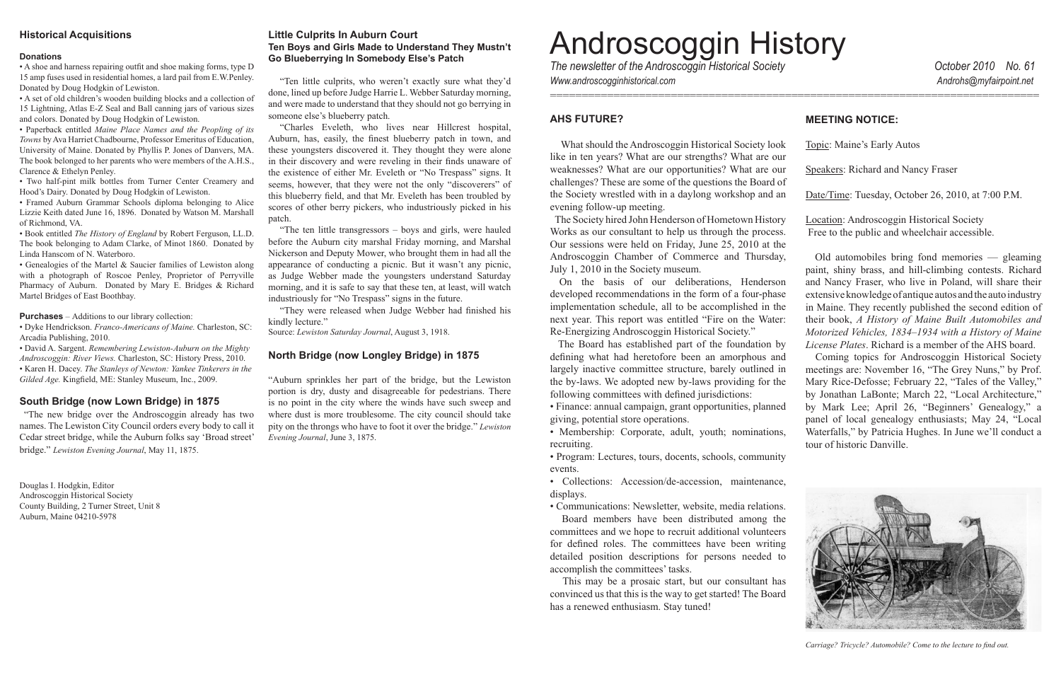# Androscoggin History

*The newsletter of the Androscoggin Historical Society*

*Www.androscogginhistorical.com*

*October 2010 No. 61*

*Androhs@myfairpoint.net*

## Historical Acquisitions

### Donations

• A shoe and harness repairing outfit and shoe making forms, type D 15 amp fuses used in residential homes, a lard pail from E.W.Penley. Donated by Doug Hodgkin of Lewiston.

• A set of old children's wooden building blocks and a collection of 15 Lightning, Atlas E-Z Seal and Ball canning jars of various sizes and colors. Donated by Doug Hodgkin of Lewiston.

• Paperback entitled *Maine Place Names and the Peopling of its Towns* by Ava Harriet Chadbourne, Professor Emeritus of Education, University of Maine. Donated by Phyllis P. Jones of Danvers, MA. The book belonged to her parents who were members of the A.H.S., Clarence & Ethelyn Penley.

• Two half-pint milk bottles from Turner Center Creamery and Hood's Dairy. Donated by Doug Hodgkin of Lewiston.

• Framed Auburn Grammar Schools diploma belonging to Alice Lizzie Keith dated June 16, 1896. Donated by Watson M. Marshall of Richmond, VA.

• Book entitled *The History of England* by Robert Ferguson, LL.D. The book belonging to Adam Clarke, of Minot 1860. Donated by Linda Hanscom of N. Waterboro.

• Genealogies of the Martel & Saucier families of Lewiston along with a photograph of Roscoe Penley, Proprietor of Perryville Pharmacy of Auburn. Donated by Mary E. Bridges & Richard Martel Bridges of East Boothbay.

**Purchases** – Additions to our library collection:

• Dyke Hendrickson. *Franco-Americans of Maine.* Charleston, SC: Arcadia Publishing, 2010.

• David A. Sargent. *Remembering Lewiston-Auburn on the Mighty Androscoggin: River Views.* Charleston, SC: History Press, 2010.

• Karen H. Dacey. *The Stanleys of Newton: Yankee Tinkerers in the Gilded Age.* Kingfield, ME: Stanley Museum, Inc., 2009.

## South Bridge (now Lown Bridge) in 1875

"The new bridge over the Androscoggin already has two names. The Lewiston City Council orders every body to call it Cedar street bridge, while the Auburn folks say 'Broad street' bridge." *Lewiston Evening Journal*, May 11, 1875.

Douglas I. Hodgkin, Editor
Androscoggin Historical Society
County Building, 2 Turner Street, Unit 8
Auburn, Maine 04210-5978

## Little Culprits In Auburn Court
### Ten Boys and Girls Made to Understand They Mustn't Go Blueberrying In Somebody Else's Patch

"Ten little culprits, who weren't exactly sure what they'd done, lined up before Judge Harrie L. Webber Saturday morning, and were made to understand that they should not go berrying in someone else's blueberry patch.

"Charles Eveleth, who lives near Hillcrest hospital, Auburn, has, easily, the finest blueberry patch in town, and these youngsters discovered it. They thought they were alone in their discovery and were reveling in their finds unaware of the existence of either Mr. Eveleth or "No Trespass" signs. It seems, however, that they were not the only "discoverers" of this blueberry field, and that Mr. Eveleth has been troubled by scores of other berry pickers, who industriously picked in his patch.

"The ten little transgressors – boys and girls, were hauled before the Auburn city marshal Friday morning, and Marshal Nickerson and Deputy Mower, who brought them in had all the appearance of conducting a picnic. But it wasn't any picnic, as Judge Webber made the youngsters understand Saturday morning, and it is safe to say that these ten, at least, will watch industriously for "No Trespass" signs in the future.

"They were released when Judge Webber had finished his kindly lecture."

Source: *Lewiston Saturday Journal*, August 3, 1918.

## North Bridge (now Longley Bridge) in 1875

"Auburn sprinkles her part of the bridge, but the Lewiston portion is dry, dusty and disagreeable for pedestrians. There is no point in the city where the winds have such sweep and where dust is more troublesome. The city council should take pity on the throngs who have to foot it over the bridge." *Lewiston Evening Journal*, June 3, 1875.

## AHS FUTURE?

What should the Androscoggin Historical Society look like in ten years? What are our strengths? What are our weaknesses? What are our opportunities? What are our challenges? These are some of the questions the Board of the Society wrestled with in a daylong workshop and an evening follow-up meeting.

The Society hired John Henderson of Hometown History Works as our consultant to help us through the process. Our sessions were held on Friday, June 25, 2010 at the Androscoggin Chamber of Commerce and Thursday, July 1, 2010 in the Society museum.

On the basis of our deliberations, Henderson developed recommendations in the form of a four-phase implementation schedule, all to be accomplished in the next year. This report was entitled "Fire on the Water: Re-Energizing Androscoggin Historical Society."

The Board has established part of the foundation by defining what had heretofore been an amorphous and largely inactive committee structure, barely outlined in the by-laws. We adopted new by-laws providing for the following committees with defined jurisdictions:

• Finance: annual campaign, grant opportunities, planned giving, potential store operations.

• Membership: Corporate, adult, youth; nominations, recruiting.

• Program: Lectures, tours, docents, schools, community events.

• Collections: Accession/de-accession, maintenance, displays.

• Communications: Newsletter, website, media relations.

Board members have been distributed among the committees and we hope to recruit additional volunteers for defined roles. The committees have been writing detailed position descriptions for persons needed to accomplish the committees' tasks.

This may be a prosaic start, but our consultant has convinced us that this is the way to get started! The Board has a renewed enthusiasm. Stay tuned!

## MEETING NOTICE:

Topic: Maine's Early Autos

Speakers: Richard and Nancy Fraser

Date/Time: Tuesday, October 26, 2010, at 7:00 P.M.

Location: Androscoggin Historical Society
Free to the public and wheelchair accessible.

Old automobiles bring fond memories — gleaming paint, shiny brass, and hill-climbing contests. Richard and Nancy Fraser, who live in Poland, will share their extensive knowledge of antique autos and the auto industry in Maine. They recently published the second edition of their book, *A History of Maine Built Automobiles and Motorized Vehicles, 1834–1934 with a History of Maine License Plates*. Richard is a member of the AHS board.

Coming topics for Androscoggin Historical Society meetings are: November 16, "The Grey Nuns," by Prof. Mary Rice-Defosse; February 22, "Tales of the Valley," by Jonathan LaBonte; March 22, "Local Architecture," by Mark Lee; April 26, "Beginners' Genealogy," a panel of local genealogy enthusiasts; May 24, "Local Waterfalls," by Patricia Hughes. In June we'll conduct a tour of historic Danville.

*Carriage? Tricycle? Automobile? Come to the lecture to find out.*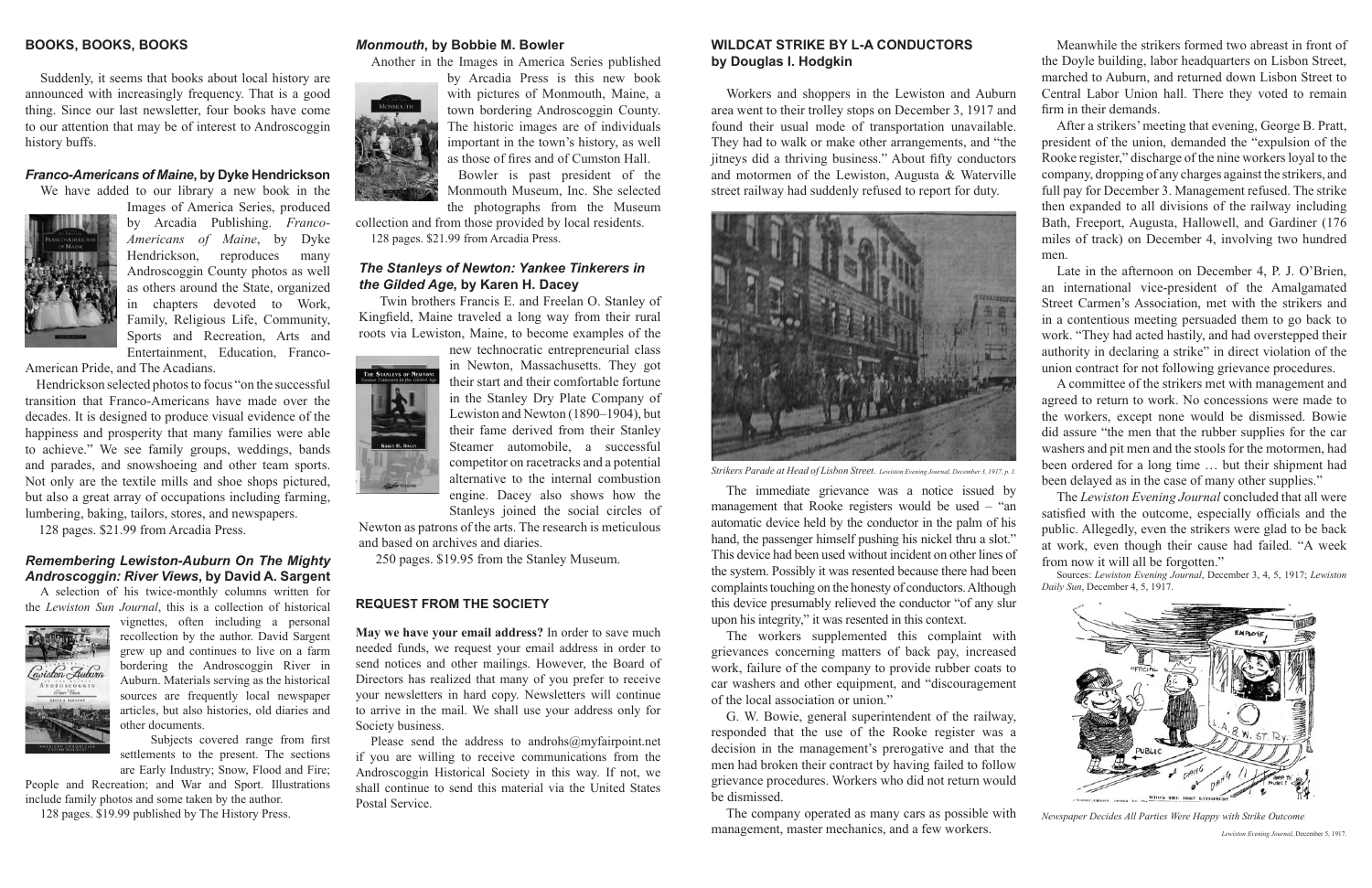## BOOKS, BOOKS, BOOKS

Suddenly, it seems that books about local history are announced with increasingly frequency. That is a good thing. Since our last newsletter, four books have come to our attention that may be of interest to Androscoggin history buffs.

### *Franco-Americans of Maine*, by Dyke Hendrickson

We have added to our library a new book in the Images of America Series, produced by Arcadia Publishing. *Franco-Americans of Maine*, by Dyke Hendrickson, reproduces many Androscoggin County photos as well as others around the State, organized in chapters devoted to Work, Family, Religious Life, Community, Sports and Recreation, Arts and Entertainment, Education, Franco-American Pride, and The Acadians.

Hendrickson selected photos to focus "on the successful transition that Franco-Americans have made over the decades. It is designed to produce visual evidence of the happiness and prosperity that many families were able to achieve." We see family groups, weddings, bands and parades, and snowshoeing and other team sports. Not only are the textile mills and shoe shops pictured, but also a great array of occupations including farming, lumbering, baking, tailors, stores, and newspapers.

128 pages. $21.99 from Arcadia Press.

### *Remembering Lewiston-Auburn On The Mighty Androscoggin: River Views*, by David A. Sargent

A selection of his twice-monthly columns written for the *Lewiston Sun Journal*, this is a collection of historical vignettes, often including a personal recollection by the author. David Sargent grew up and continues to live on a farm bordering the Androscoggin River in Auburn. Materials serving as the historical sources are frequently local newspaper articles, but also histories, old diaries and other documents.

Subjects covered range from first settlements to the present. The sections are Early Industry; Snow, Flood and Fire; People and Recreation; and War and Sport. Illustrations include family photos and some taken by the author.

128 pages. $19.99 published by The History Press.

### *Monmouth*, by Bobbie M. Bowler

Another in the Images in America Series published by Arcadia Press is this new book with pictures of Monmouth, Maine, a town bordering Androscoggin County. The historic images are of individuals important in the town's history, as well as those of fires and of Cumston Hall.

Bowler is past president of the Monmouth Museum, Inc. She selected the photographs from the Museum collection and from those provided by local residents.

128 pages. $21.99 from Arcadia Press.

### *The Stanleys of Newton: Yankee Tinkerers in the Gilded Age*, by Karen H. Dacey

Twin brothers Francis E. and Freelan O. Stanley of Kingfield, Maine traveled a long way from their rural roots via Lewiston, Maine, to become examples of the new technocratic entrepreneurial class in Newton, Massachusetts. They got their start and their comfortable fortune in the Stanley Dry Plate Company of Lewiston and Newton (1890–1904), but their fame derived from their Stanley Steamer automobile, a successful competitor on racetracks and a potential alternative to the internal combustion engine. Dacey also shows how the Stanleys joined the social circles of Newton as patrons of the arts. The research is meticulous and based on archives and diaries.

250 pages. $19.95 from the Stanley Museum.

## REQUEST FROM THE SOCIETY

**May we have your email address?** In order to save much needed funds, we request your email address in order to send notices and other mailings. However, the Board of Directors has realized that many of you prefer to receive your newsletters in hard copy. Newsletters will continue to arrive in the mail. We shall use your address only for Society business.

Please send the address to androhs@myfairpoint.net if you are willing to receive communications from the Androscoggin Historical Society in this way. If not, we shall continue to send this material via the United States Postal Service.

## WILDCAT STRIKE BY L-A CONDUCTORS by Douglas I. Hodgkin

Workers and shoppers in the Lewiston and Auburn area went to their trolley stops on December 3, 1917 and found their usual mode of transportation unavailable. They had to walk or make other arrangements, and "the jitneys did a thriving business." About fifty conductors and motormen of the Lewiston, Augusta & Waterville street railway had suddenly refused to report for duty.

*Strikers Parade at Head of Lisbon Street. Lewiston Evening Journal, December 3, 1917, p. 1.*

The immediate grievance was a notice issued by management that Rooke registers would be used – "an automatic device held by the conductor in the palm of his hand, the passenger himself pushing his nickel thru a slot." This device had been used without incident on other lines of the system. Possibly it was resented because there had been complaints touching on the honesty of conductors. Although this device presumably relieved the conductor "of any slur upon his integrity," it was resented in this context.

The workers supplemented this complaint with grievances concerning matters of back pay, increased work, failure of the company to provide rubber coats to car washers and other equipment, and "discouragement of the local association or union."

G. W. Bowie, general superintendent of the railway, responded that the use of the Rooke register was a decision in the management's prerogative and that the men had broken their contract by having failed to follow grievance procedures. Workers who did not return would be dismissed.

The company operated as many cars as possible with management, master mechanics, and a few workers.

Meanwhile the strikers formed two abreast in front of the Doyle building, labor headquarters on Lisbon Street, marched to Auburn, and returned down Lisbon Street to Central Labor Union hall. There they voted to remain firm in their demands.

After a strikers' meeting that evening, George B. Pratt, president of the union, demanded the "expulsion of the Rooke register," discharge of the nine workers loyal to the company, dropping of any charges against the strikers, and full pay for December 3. Management refused. The strike then expanded to all divisions of the railway including Bath, Freeport, Augusta, Hallowell, and Gardiner (176 miles of track) on December 4, involving two hundred men.

Late in the afternoon on December 4, P. J. O'Brien, an international vice-president of the Amalgamated Street Carmen's Association, met with the strikers and in a contentious meeting persuaded them to go back to work. "They had acted hastily, and had overstepped their authority in declaring a strike" in direct violation of the union contract for not following grievance procedures.

A committee of the strikers met with management and agreed to return to work. No concessions were made to the workers, except none would be dismissed. Bowie did assure "the men that the rubber supplies for the car washers and pit men and the stools for the motormen, had been ordered for a long time … but their shipment had been delayed as in the case of many other supplies."

The *Lewiston Evening Journal* concluded that all were satisfied with the outcome, especially officials and the public. Allegedly, even the strikers were glad to be back at work, even though their cause had failed. "A week from now it will all be forgotten."

Sources: *Lewiston Evening Journal*, December 3, 4, 5, 1917; *Lewiston Daily Sun*, December 4, 5, 1917.

*Newspaper Decides All Parties Were Happy with Strike Outcome*

*Lewiston Evening Journal*, December 5, 1917.